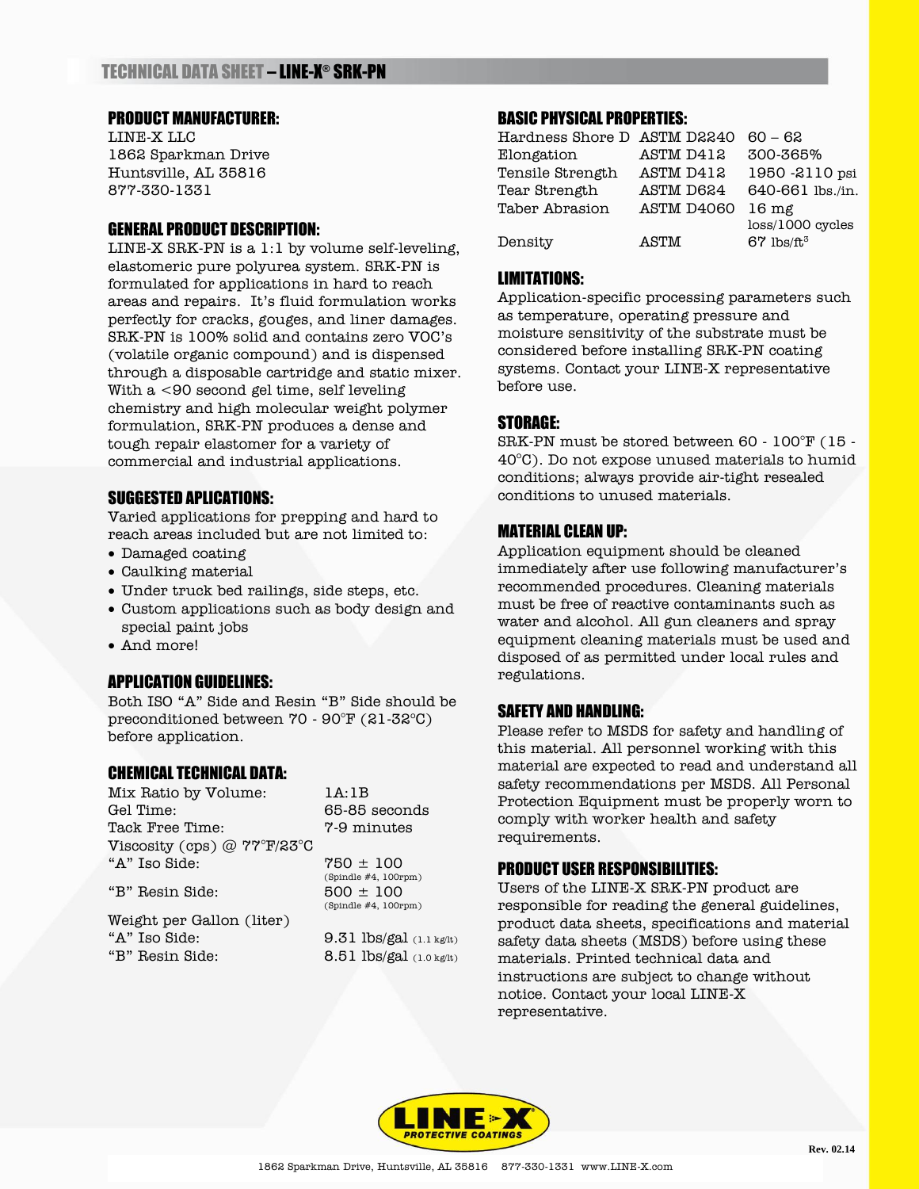# TECHNICAL DATA SHEET – LINE-X® SRK-PN

## PRODUCT MANUFACTURER:

LINE-X LLC
1862 Sparkman Drive
Huntsville, AL 35816
877-330-1331

## GENERAL PRODUCT DESCRIPTION:

LINE-X SRK-PN is a 1:1 by volume self-leveling, elastomeric pure polyurea system. SRK-PN is formulated for applications in hard to reach areas and repairs. It's fluid formulation works perfectly for cracks, gouges, and liner damages. SRK-PN is 100% solid and contains zero VOC's (volatile organic compound) and is dispensed through a disposable cartridge and static mixer. With a <90 second gel time, self leveling chemistry and high molecular weight polymer formulation, SRK-PN produces a dense and tough repair elastomer for a variety of commercial and industrial applications.

## SUGGESTED APLICATIONS:

Varied applications for prepping and hard to reach areas included but are not limited to:

- Damaged coating
- Caulking material
- Under truck bed railings, side steps, etc.
- Custom applications such as body design and special paint jobs
- And more!

## APPLICATION GUIDELINES:

Both ISO "A" Side and Resin "B" Side should be preconditioned between 70 - 90°F (21-32°C) before application.

## CHEMICAL TECHNICAL DATA:

| | |
|---|---|
| Mix Ratio by Volume: | 1A:1B |
| Gel Time: | 65-85 seconds |
| Tack Free Time: | 7-9 minutes |
| Viscosity (cps) @ 77°F/23°C | |
| "A" Iso Side: | 750 ± 100 (Spindle #4, 100rpm) |
| "B" Resin Side: | 500 ± 100 (Spindle #4, 100rpm) |
| Weight per Gallon (liter) | |
| "A" Iso Side: | 9.31 lbs/gal (1.1 kg/lt) |
| "B" Resin Side: | 8.51 lbs/gal (1.0 kg/lt) |

## BASIC PHYSICAL PROPERTIES:

| | | |
|---|---|---|
| Hardness Shore D | ASTM D2240 | 60 – 62 |
| Elongation | ASTM D412 | 300-365% |
| Tensile Strength | ASTM D412 | 1950 -2110 psi |
| Tear Strength | ASTM D624 | 640-661 lbs./in. |
| Taber Abrasion | ASTM D4060 | 16 mg loss/1000 cycles |
| Density | ASTM | 67 lbs/ft$^3$ |

## LIMITATIONS:

Application-specific processing parameters such as temperature, operating pressure and moisture sensitivity of the substrate must be considered before installing SRK-PN coating systems. Contact your LINE-X representative before use.

## STORAGE:

SRK-PN must be stored between 60 - 100°F (15 - 40°C). Do not expose unused materials to humid conditions; always provide air-tight resealed conditions to unused materials.

## MATERIAL CLEAN UP:

Application equipment should be cleaned immediately after use following manufacturer's recommended procedures. Cleaning materials must be free of reactive contaminants such as water and alcohol. All gun cleaners and spray equipment cleaning materials must be used and disposed of as permitted under local rules and regulations.

## SAFETY AND HANDLING:

Please refer to MSDS for safety and handling of this material. All personnel working with this material are expected to read and understand all safety recommendations per MSDS. All Personal Protection Equipment must be properly worn to comply with worker health and safety requirements.

## PRODUCT USER RESPONSIBILITIES:

Users of the LINE-X SRK-PN product are responsible for reading the general guidelines, product data sheets, specifications and material safety data sheets (MSDS) before using these materials. Printed technical data and instructions are subject to change without notice. Contact your local LINE-X representative.

LINE-X PROTECTIVE COATINGS

Rev. 02.14

1862 Sparkman Drive, Huntsville, AL 35816 877-330-1331 www.LINE-X.com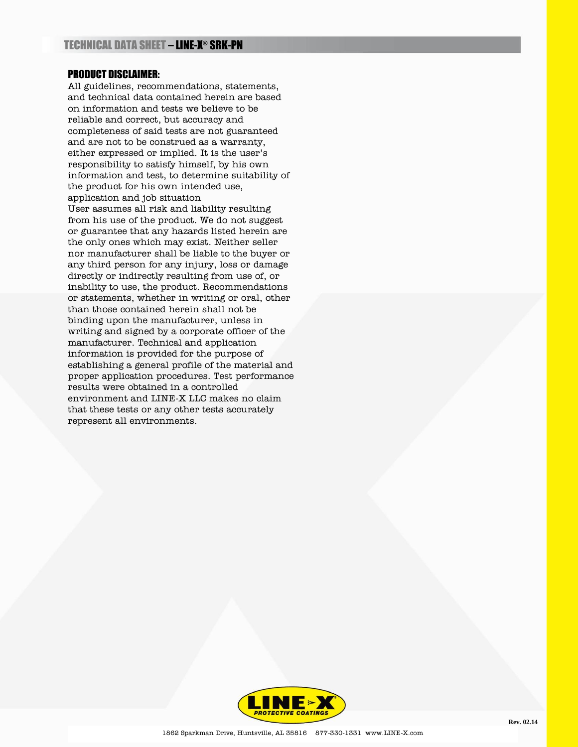## PRODUCT DISCLAIMER:

All guidelines, recommendations, statements, and technical data contained herein are based on information and tests we believe to be reliable and correct, but accuracy and completeness of said tests are not guaranteed and are not to be construed as a warranty, either expressed or implied. It is the user's responsibility to satisfy himself, by his own information and test, to determine suitability of the product for his own intended use, application and job situation
User assumes all risk and liability resulting from his use of the product. We do not suggest or guarantee that any hazards listed herein are the only ones which may exist. Neither seller nor manufacturer shall be liable to the buyer or any third person for any injury, loss or damage directly or indirectly resulting from use of, or inability to use, the product. Recommendations or statements, whether in writing or oral, other than those contained herein shall not be binding upon the manufacturer, unless in writing and signed by a corporate officer of the manufacturer. Technical and application information is provided for the purpose of establishing a general profile of the material and proper application procedures. Test performance results were obtained in a controlled environment and LINE-X LLC makes no claim that these tests or any other tests accurately represent all environments.